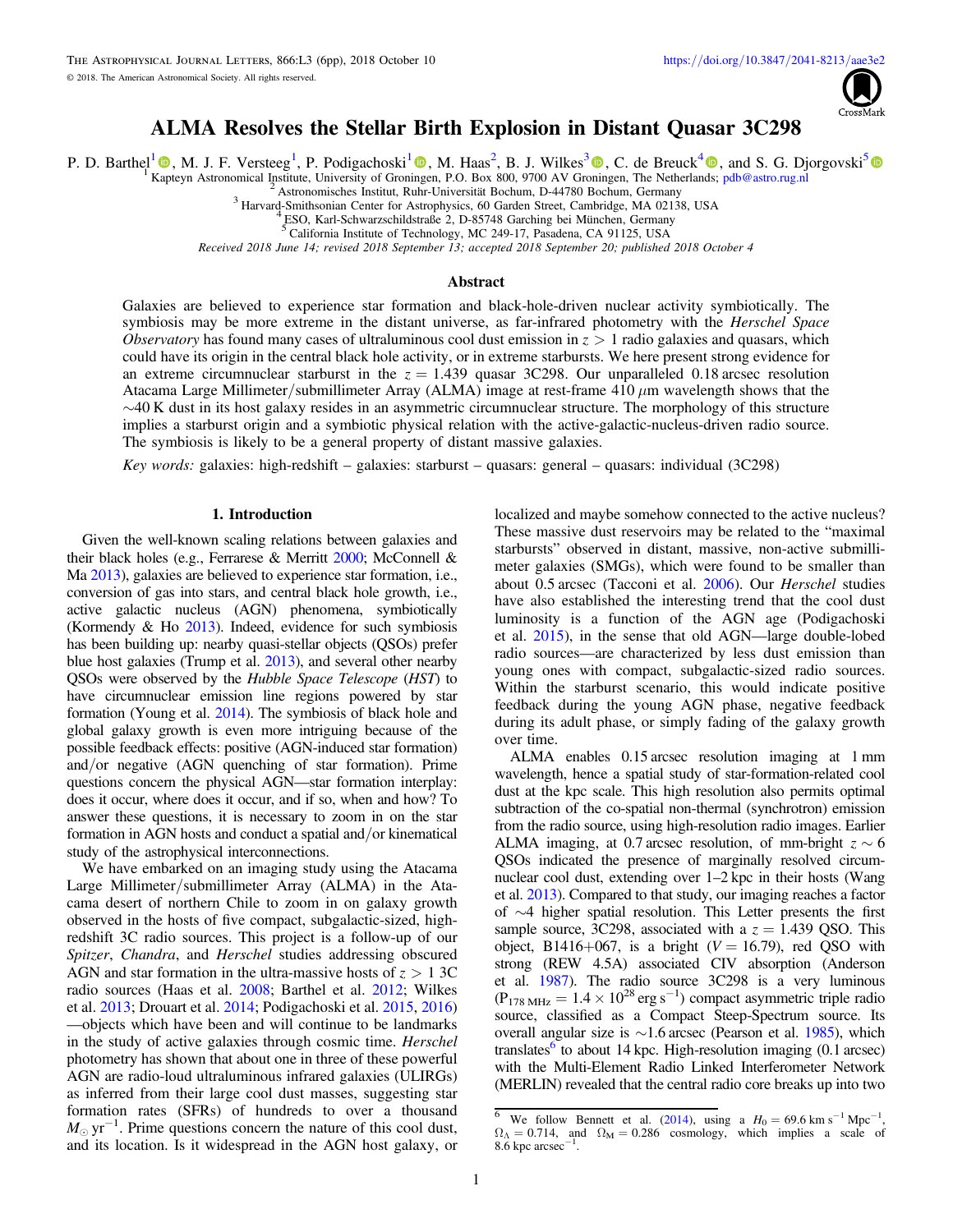# ALMA Resolves the Stellar Birth Explosion in Distant Quasar 3C298

P. D. Barthel[1], M. J. F. Versteeg[1], P. Podigachoski[1], M. Haas[2], B. J. Wilkes[3], C. de Breuck[4], and S. G. Djorgovski[5]

[1] Kapteyn Astronomical Institute, University of Groningen, P.O. Box 800, 9700 AV Groningen, The Netherlands; pdb@astro.rug.nl
[2] Astronomisches Institut, Ruhr-Universität Bochum, D-44780 Bochum, Germany
[3] Harvard-Smithsonian Center for Astrophysics, 60 Garden Street, Cambridge, MA 02138, USA
[4] ESO, Karl-Schwarzschildstraße 2, D-85748 Garching bei München, Germany
[5] California Institute of Technology, MC 249-17, Pasadena, CA 91125, USA

*Received 2018 June 14; revised 2018 September 13; accepted 2018 September 20; published 2018 October 4*

## Abstract

Galaxies are believed to experience star formation and black-hole-driven nuclear activity symbiotically. The symbiosis may be more extreme in the distant universe, as far-infrared photometry with the *Herschel Space Observatory* has found many cases of ultraluminous cool dust emission in $z > 1$ radio galaxies and quasars, which could have its origin in the central black hole activity, or in extreme starbursts. We here present strong evidence for an extreme circumnuclear starburst in the $z = 1.439$ quasar 3C298. Our unparalleled 0.18 arcsec resolution Atacama Large Millimeter/submillimeter Array (ALMA) image at rest-frame 410 $\mu$m wavelength shows that the $\sim$40 K dust in its host galaxy resides in an asymmetric circumnuclear structure. The morphology of this structure implies a starburst origin and a symbiotic physical relation with the active-galactic-nucleus-driven radio source. The symbiosis is likely to be a general property of distant massive galaxies.

*Key words:* galaxies: high-redshift – galaxies: starburst – quasars: general – quasars: individual (3C298)

## 1. Introduction

Given the well-known scaling relations between galaxies and their black holes (e.g., Ferrarese & Merritt 2000; McConnell & Ma 2013), galaxies are believed to experience star formation, i.e., conversion of gas into stars, and central black hole growth, i.e., active galactic nucleus (AGN) phenomena, symbiotically (Kormendy & Ho 2013). Indeed, evidence for such symbiosis has been building up: nearby quasi-stellar objects (QSOs) prefer blue host galaxies (Trump et al. 2013), and several other nearby QSOs were observed by the *Hubble Space Telescope* (*HST*) to have circumnuclear emission line regions powered by star formation (Young et al. 2014). The symbiosis of black hole and global galaxy growth is even more intriguing because of the possible feedback effects: positive (AGN-induced star formation) and/or negative (AGN quenching of star formation). Prime questions concern the physical AGN—star formation interplay: does it occur, where does it occur, and if so, when and how? To answer these questions, it is necessary to zoom in on the star formation in AGN hosts and conduct a spatial and/or kinematical study of the astrophysical interconnections.

We have embarked on an imaging study using the Atacama Large Millimeter/submillimeter Array (ALMA) in the Atacama desert of northern Chile to zoom in on galaxy growth observed in the hosts of five compact, subgalactic-sized, high-redshift 3C radio sources. This project is a follow-up of our *Spitzer*, *Chandra*, and *Herschel* studies addressing obscured AGN and star formation in the ultra-massive hosts of $z > 1$ 3C radio sources (Haas et al. 2008; Barthel et al. 2012; Wilkes et al. 2013; Drouart et al. 2014; Podigachoski et al. 2015, 2016)—objects which have been and will continue to be landmarks in the study of active galaxies through cosmic time. *Herschel* photometry has shown that about one in three of these powerful AGN are radio-loud ultraluminous infrared galaxies (ULIRGs) as inferred from their large cool dust masses, suggesting star formation rates (SFRs) of hundreds to over a thousand $M_{\odot}$ yr$^{-1}$. Prime questions concern the nature of this cool dust, and its location. Is it widespread in the AGN host galaxy, or localized and maybe somehow connected to the active nucleus? These massive dust reservoirs may be related to the "maximal starbursts" observed in distant, massive, non-active submillimeter galaxies (SMGs), which were found to be smaller than about 0.5 arcsec (Tacconi et al. 2006). Our *Herschel* studies have also established the interesting trend that the cool dust luminosity is a function of the AGN age (Podigachoski et al. 2015), in the sense that old AGN—large double-lobed radio sources—are characterized by less dust emission than young ones with compact, subgalactic-sized radio sources. Within the starburst scenario, this would indicate positive feedback during the young AGN phase, negative feedback during its adult phase, or simply fading of the galaxy growth over time.

ALMA enables 0.15 arcsec resolution imaging at 1 mm wavelength, hence a spatial study of star-formation-related cool dust at the kpc scale. This high resolution also permits optimal subtraction of the co-spatial non-thermal (synchrotron) emission from the radio source, using high-resolution radio images. Earlier ALMA imaging, at 0.7 arcsec resolution, of mm-bright $z \sim 6$ QSOs indicated the presence of marginally resolved circumnuclear cool dust, extending over 1–2 kpc in their hosts (Wang et al. 2013). Compared to that study, our imaging reaches a factor of $\sim$4 higher spatial resolution. This Letter presents the first sample source, 3C298, associated with a $z = 1.439$ QSO. This object, B1416+067, is a bright ($V = 16.79$), red QSO with strong (REW 4.5A) associated CIV absorption (Anderson et al. 1987). The radio source 3C298 is a very luminous ($P_{178\,\mathrm{MHz}} = 1.4 \times 10^{28}$ erg s$^{-1}$) compact asymmetric triple radio source, classified as a Compact Steep-Spectrum source. Its overall angular size is $\sim$1.6 arcsec (Pearson et al. 1985), which translates[6] to about 14 kpc. High-resolution imaging (0.1 arcsec) with the Multi-Element Radio Linked Interferometer Network (MERLIN) revealed that the central radio core breaks up into two

[6] We follow Bennett et al. (2014), using a $H_0 = 69.6$ km s$^{-1}$ Mpc$^{-1}$, $\Omega_{\Lambda} = 0.714$, and $\Omega_{M} = 0.286$ cosmology, which implies a scale of 8.6 kpc arcsec$^{-1}$.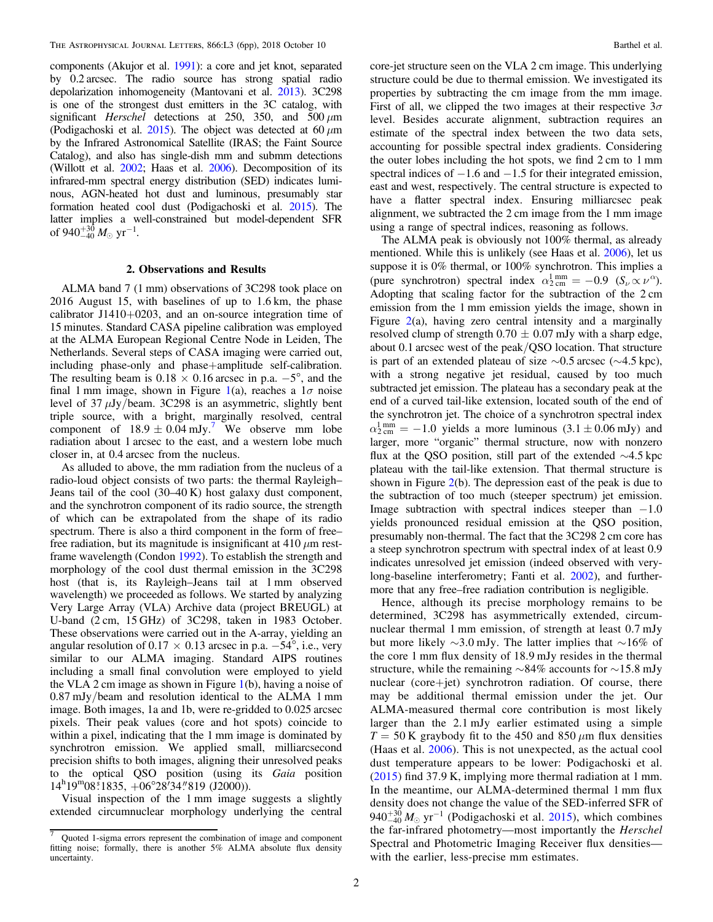components (Akujor et al. 1991): a core and jet knot, separated by 0.2 arcsec. The radio source has strong spatial radio depolarization inhomogeneity (Mantovani et al. 2013). 3C298 is one of the strongest dust emitters in the 3C catalog, with significant *Herschel* detections at 250, 350, and 500 $\mu$m (Podigachoski et al. 2015). The object was detected at 60 $\mu$m by the Infrared Astronomical Satellite (IRAS; the Faint Source Catalog), and also has single-dish mm and submm detections (Willott et al. 2002; Haas et al. 2006). Decomposition of its infrared-mm spectral energy distribution (SED) indicates luminous, AGN-heated hot dust and luminous, presumably star formation heated cool dust (Podigachoski et al. 2015). The latter implies a well-constrained but model-dependent SFR of $940^{+30}_{-40}\,M_\odot$ yr$^{-1}$.

## 2. Observations and Results

ALMA band 7 (1 mm) observations of 3C298 took place on 2016 August 15, with baselines of up to 1.6 km, the phase calibrator J1410+0203, and an on-source integration time of 15 minutes. Standard CASA pipeline calibration was employed at the ALMA European Regional Centre Node in Leiden, The Netherlands. Several steps of CASA imaging were carried out, including phase-only and phase+amplitude self-calibration. The resulting beam is 0.18 × 0.16 arcsec in p.a. −5°, and the final 1 mm image, shown in Figure 1(a), reaches a 1$\sigma$ noise level of 37 $\mu$Jy/beam. 3C298 is an asymmetric, slightly bent triple source, with a bright, marginally resolved, central component of 18.9 ± 0.04 mJy.[7] We observe mm lobe radiation about 1 arcsec to the east, and a western lobe much closer in, at 0.4 arcsec from the nucleus.

As alluded to above, the mm radiation from the nucleus of a radio-loud object consists of two parts: the thermal Rayleigh–Jeans tail of the cool (30–40 K) host galaxy dust component, and the synchrotron component of its radio source, the strength of which can be extrapolated from the shape of its radio spectrum. There is also a third component in the form of free–free radiation, but its magnitude is insignificant at 410 $\mu$m rest-frame wavelength (Condon 1992). To establish the strength and morphology of the cool dust thermal emission in the 3C298 host (that is, its Rayleigh–Jeans tail at 1 mm observed wavelength) we proceeded as follows. We started by analyzing Very Large Array (VLA) Archive data (project BREUGL) at U-band (2 cm, 15 GHz) of 3C298, taken in 1983 October. These observations were carried out in the A-array, yielding an angular resolution of 0.17 × 0.13 arcsec in p.a. −54°, i.e., very similar to our ALMA imaging. Standard AIPS routines including a small final convolution were employed to yield the VLA 2 cm image as shown in Figure 1(b), having a noise of 0.87 mJy/beam and resolution identical to the ALMA 1 mm image. Both images, 1a and 1b, were re-gridded to 0.025 arcsec pixels. Their peak values (core and hot spots) coincide to within a pixel, indicating that the 1 mm image is dominated by synchrotron emission. We applied small, milliarcsecond precision shifts to both images, aligning their unresolved peaks to the optical QSO position (using its *Gaia* position $14^{\rm h}19^{\rm m}08\overset{\rm s}{.}1835$, $+06°28'34\overset{''}{.}819$ (J2000)).

Visual inspection of the 1 mm image suggests a slightly extended circumnuclear morphology underlying the central core-jet structure seen on the VLA 2 cm image. This underlying structure could be due to thermal emission. We investigated its properties by subtracting the cm image from the mm image. First of all, we clipped the two images at their respective 3$\sigma$ level. Besides accurate alignment, subtraction requires an estimate of the spectral index between the two data sets, accounting for possible spectral index gradients. Considering the outer lobes including the hot spots, we find 2 cm to 1 mm spectral indices of −1.6 and −1.5 for their integrated emission, east and west, respectively. The central structure is expected to have a flatter spectral index. Ensuring milliarcsec peak alignment, we subtracted the 2 cm image from the 1 mm image using a range of spectral indices, reasoning as follows.

The ALMA peak is obviously not 100% thermal, as already mentioned. While this is unlikely (see Haas et al. 2006), let us suppose it is 0% thermal, or 100% synchrotron. This implies a (pure synchrotron) spectral index $\alpha^{1\,\rm mm}_{2\,\rm cm} = -0.9$ ($S_\nu \propto \nu^\alpha$). Adopting that scaling factor for the subtraction of the 2 cm emission from the 1 mm emission yields the image, shown in Figure 2(a), having zero central intensity and a marginally resolved clump of strength 0.70 ± 0.07 mJy with a sharp edge, about 0.1 arcsec west of the peak/QSO location. That structure is part of an extended plateau of size ∼0.5 arcsec (∼4.5 kpc), with a strong negative jet residual, caused by too much subtracted jet emission. The plateau has a secondary peak at the end of a curved tail-like extension, located south of the end of the synchrotron jet. The choice of a synchrotron spectral index $\alpha^{1\,\rm mm}_{2\,\rm cm} = -1.0$ yields a more luminous (3.1 ± 0.06 mJy) and larger, more "organic" thermal structure, now with nonzero flux at the QSO position, still part of the extended ∼4.5 kpc plateau with the tail-like extension. That thermal structure is shown in Figure 2(b). The depression east of the peak is due to the subtraction of too much (steeper spectrum) jet emission. Image subtraction with spectral indices steeper than −1.0 yields pronounced residual emission at the QSO position, presumably non-thermal. The fact that the 3C298 2 cm core has a steep synchrotron spectrum with spectral index of at least 0.9 indicates unresolved jet emission (indeed observed with very-long-baseline interferometry; Fanti et al. 2002), and furthermore that any free–free radiation contribution is negligible.

Hence, although its precise morphology remains to be determined, 3C298 has asymmetrically extended, circumnuclear thermal 1 mm emission, of strength at least 0.7 mJy but more likely ∼3.0 mJy. The latter implies that ∼16% of the core 1 mm flux density of 18.9 mJy resides in the thermal structure, while the remaining ∼84% accounts for ∼15.8 mJy nuclear (core+jet) synchrotron radiation. Of course, there may be additional thermal emission under the jet. Our ALMA-measured thermal core contribution is most likely larger than the 2.1 mJy earlier estimated using a simple $T = 50$ K graybody fit to the 450 and 850 $\mu$m flux densities (Haas et al. 2006). This is not unexpected, as the actual cool dust temperature appears to be lower: Podigachoski et al. (2015) find 37.9 K, implying more thermal radiation at 1 mm. In the meantime, our ALMA-determined thermal 1 mm flux density does not change the value of the SED-inferred SFR of $940^{+30}_{-40}\,M_\odot$ yr$^{-1}$ (Podigachoski et al. 2015), which combines the far-infrared photometry—most importantly the *Herschel* Spectral and Photometric Imaging Receiver flux densities—with the earlier, less-precise mm estimates.

---

[7] Quoted 1-sigma errors represent the combination of image and component fitting noise; formally, there is another 5% ALMA absolute flux density uncertainty.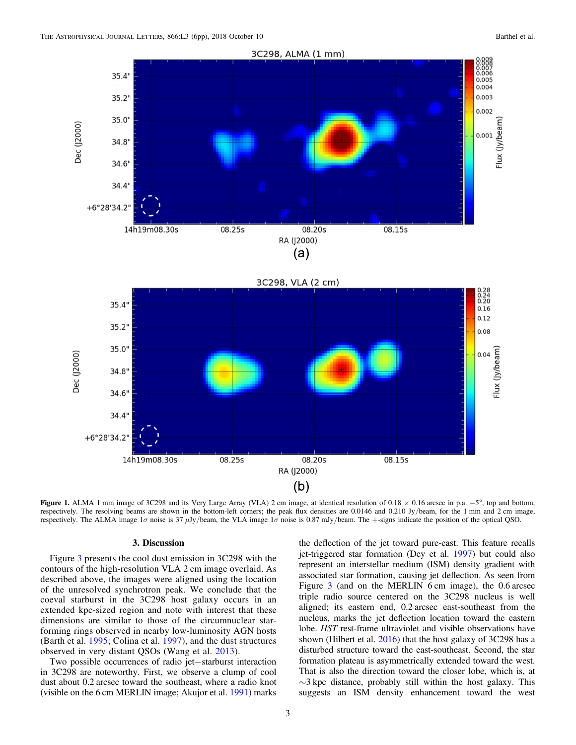**Figure 1.** ALMA 1 mm image of 3C298 and its Very Large Array (VLA) 2 cm image, at identical resolution of 0.18 × 0.16 arcsec in p.a. −5°, top and bottom, respectively. The resolving beams are shown in the bottom-left corners; the peak flux densities are 0.0146 and 0.210 Jy/beam, for the 1 mm and 2 cm image, respectively. The ALMA image 1$\sigma$ noise is 37 $\mu$Jy/beam, the VLA image 1$\sigma$ noise is 0.87 mJy/beam. The +-signs indicate the position of the optical QSO.

## 3. Discussion

Figure 3 presents the cool dust emission in 3C298 with the contours of the high-resolution VLA 2 cm image overlaid. As described above, the images were aligned using the location of the unresolved synchrotron peak. We conclude that the coeval starburst in the 3C298 host galaxy occurs in an extended kpc-sized region and note with interest that these dimensions are similar to those of the circumnuclear star-forming rings observed in nearby low-luminosity AGN hosts (Barth et al. 1995; Colina et al. 1997), and the dust structures observed in very distant QSOs (Wang et al. 2013).

Two possible occurrences of radio jet−starburst interaction in 3C298 are noteworthy. First, we observe a clump of cool dust about 0.2 arcsec toward the southeast, where a radio knot (visible on the 6 cm MERLIN image; Akujor et al. 1991) marks the deflection of the jet toward pure-east. This feature recalls jet-triggered star formation (Dey et al. 1997) but could also represent an interstellar medium (ISM) density gradient with associated star formation, causing jet deflection. As seen from Figure 3 (and on the MERLIN 6 cm image), the 0.6 arcsec triple radio source centered on the 3C298 nucleus is well aligned; its eastern end, 0.2 arcsec east-southeast from the nucleus, marks the jet deflection location toward the eastern lobe. *HST* rest-frame ultraviolet and visible observations have shown (Hilbert et al. 2016) that the host galaxy of 3C298 has a disturbed structure toward the east-southeast. Second, the star formation plateau is asymmetrically extended toward the west. That is also the direction toward the closer lobe, which is, at ~3 kpc distance, probably still within the host galaxy. This suggests an ISM density enhancement toward the west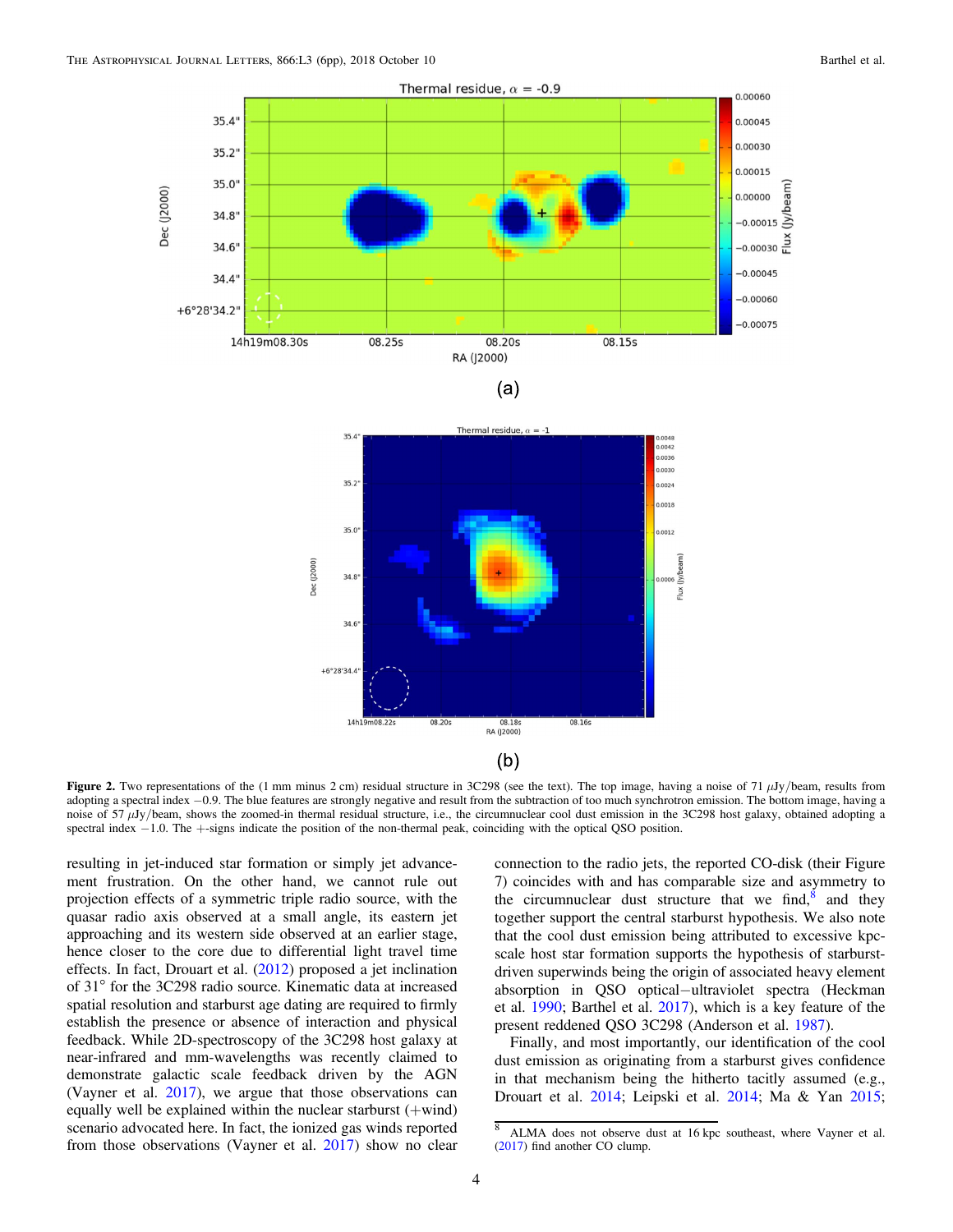**Figure 2.** Two representations of the (1 mm minus 2 cm) residual structure in 3C298 (see the text). The top image, having a noise of 71 $\mu$Jy/beam, results from adopting a spectral index −0.9. The blue features are strongly negative and result from the subtraction of too much synchrotron emission. The bottom image, having a noise of 57 $\mu$Jy/beam, shows the zoomed-in thermal residual structure, i.e., the circumnuclear cool dust emission in the 3C298 host galaxy, obtained adopting a spectral index −1.0. The +-signs indicate the position of the non-thermal peak, coinciding with the optical QSO position.

resulting in jet-induced star formation or simply jet advancement frustration. On the other hand, we cannot rule out projection effects of a symmetric triple radio source, with the quasar radio axis observed at a small angle, its eastern jet approaching and its western side observed at an earlier stage, hence closer to the core due to differential light travel time effects. In fact, Drouart et al. (2012) proposed a jet inclination of 31° for the 3C298 radio source. Kinematic data at increased spatial resolution and starburst age dating are required to firmly establish the presence or absence of interaction and physical feedback. While 2D-spectroscopy of the 3C298 host galaxy at near-infrared and mm-wavelengths was recently claimed to demonstrate galactic scale feedback driven by the AGN (Vayner et al. 2017), we argue that those observations can equally well be explained within the nuclear starburst (+wind) scenario advocated here. In fact, the ionized gas winds reported from those observations (Vayner et al. 2017) show no clear connection to the radio jets, the reported CO-disk (their Figure 7) coincides with and has comparable size and asymmetry to the circumnuclear dust structure that we find,[8] and they together support the central starburst hypothesis. We also note that the cool dust emission being attributed to excessive kpc-scale host star formation supports the hypothesis of starburst-driven superwinds being the origin of associated heavy element absorption in QSO optical−ultraviolet spectra (Heckman et al. 1990; Barthel et al. 2017), which is a key feature of the present reddened QSO 3C298 (Anderson et al. 1987).

Finally, and most importantly, our identification of the cool dust emission as originating from a starburst gives confidence in that mechanism being the hitherto tacitly assumed (e.g., Drouart et al. 2014; Leipski et al. 2014; Ma & Yan 2015;

[8] ALMA does not observe dust at 16 kpc southeast, where Vayner et al. (2017) find another CO clump.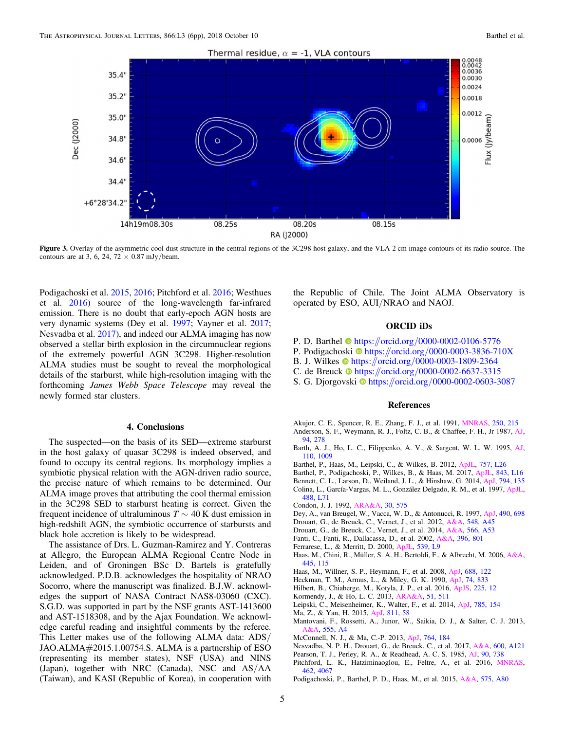**Figure 3.** Overlay of the asymmetric cool dust structure in the central regions of the 3C298 host galaxy, and the VLA 2 cm image contours of its radio source. The contours are at 3, 6, 24, 72 × 0.87 mJy/beam.

Podigachoski et al. 2015, 2016; Pitchford et al. 2016; Westhues et al. 2016) source of the long-wavelength far-infrared emission. There is no doubt that early-epoch AGN hosts are very dynamic systems (Dey et al. 1997; Vayner et al. 2017; Nesvadba et al. 2017), and indeed our ALMA imaging has now observed a stellar birth explosion in the circumnuclear regions of the extremely powerful AGN 3C298. Higher-resolution ALMA studies must be sought to reveal the morphological details of the starburst, while high-resolution imaging with the forthcoming *James Webb Space Telescope* may reveal the newly formed star clusters.

## 4. Conclusions

The suspected—on the basis of its SED—extreme starburst in the host galaxy of quasar 3C298 is indeed observed, and found to occupy its central regions. Its morphology implies a symbiotic physical relation with the AGN-driven radio source, the precise nature of which remains to be determined. Our ALMA image proves that attributing the cool thermal emission in the 3C298 SED to starburst heating is correct. Given the frequent incidence of ultraluminous $T \sim 40$ K dust emission in high-redshift AGN, the symbiotic occurrence of starbursts and black hole accretion is likely to be widespread.

The assistance of Drs. L. Guzman-Ramirez and Y. Contreras at Allegro, the European ALMA Regional Centre Node in Leiden, and of Groningen BSc D. Bartels is gratefully acknowledged. P.D.B. acknowledges the hospitality of NRAO Socorro, where the manuscript was finalized. B.J.W. acknowledges the support of NASA Contract NAS8-03060 (CXC). S.G.D. was supported in part by the NSF grants AST-1413600 and AST-1518308, and by the Ajax Foundation. We acknowledge careful reading and insightful comments by the referee. This Letter makes use of the following ALMA data: ADS/JAO.ALMA#2015.1.00754.S. ALMA is a partnership of ESO (representing its member states), NSF (USA) and NINS (Japan), together with NRC (Canada), NSC and AS/AA (Taiwan), and KASI (Republic of Korea), in cooperation with the Republic of Chile. The Joint ALMA Observatory is operated by ESO, AUI/NRAO and NAOJ.

## ORCID iDs

P. D. Barthel https://orcid.org/0000-0002-0106-5776
P. Podigachoski https://orcid.org/0000-0003-3836-710X
B. J. Wilkes https://orcid.org/0000-0003-1809-2364
C. de Breuck https://orcid.org/0000-0002-6637-3315
S. G. Djorgovski https://orcid.org/0000-0002-0603-3087

## References

Akujor, C. E., Spencer, R. E., Zhang, F. J., et al. 1991, MNRAS, 250, 215
Anderson, S. F., Weymann, R. J., Foltz, C. B., & Chaffee, F. H., Jr 1987, AJ, 94, 278
Barth, A. J., Ho, L. C., Filippenko, A. V., & Sargent, W. L. W. 1995, AJ, 110, 1009
Barthel, P., Haas, M., Leipski, C., & Wilkes, B. 2012, ApJL, 757, L26
Barthel, P., Podigachoski, P., Wilkes, B., & Haas, M. 2017, ApJL, 843, L16
Bennett, C. L., Larson, D., Weiland, J. L., & Hinshaw, G. 2014, ApJ, 794, 135
Colina, L., García-Vargas, M. L., González Delgado, R. M., et al. 1997, ApJL, 488, L71
Condon, J. J. 1992, ARA&A, 30, 575
Dey, A., van Breugel, W., Vacca, W. D., & Antonucci, R. 1997, ApJ, 490, 698
Drouart, G., de Breuck, C., Vernet, J., et al. 2012, A&A, 548, A45
Drouart, G., de Breuck, C., Vernet, J., et al. 2014, A&A, 566, A53
Fanti, C., Fanti, R., Dallacassa, D., et al. 2002, A&A, 396, 801
Ferrarese, L., & Merritt, D. 2000, ApJL, 539, L9
Haas, M., Chini, R., Müller, S. A. H., Bertoldi, F., & Albrecht, M. 2006, A&A, 445, 115
Haas, M., Willner, S. P., Heymann, F., et al. 2008, ApJ, 688, 122
Heckman, T. M., Armus, L., & Miley, G. K. 1990, ApJ, 74, 833
Hilbert, B., Chiaberge, M., Kotyla, J. P., et al. 2016, ApJS, 225, 12
Kormendy, J., & Ho, L. C. 2013, ARA&A, 51, 511
Leipski, C., Meisenheimer, K., Walter, F., et al. 2014, ApJ, 785, 154
Ma, Z., & Yan, H. 2015, ApJ, 811, 58
Mantovani, F., Rossetti, A., Junor, W., Saikia, D. J., & Salter, C. J. 2013, A&A, 555, A4
McConnell, N. J., & Ma, C.-P. 2013, ApJ, 764, 184
Nesvadba, N. P. H., Drouart, G., de Breuck, C., et al. 2017, A&A, 600, A121
Pearson, T. J., Perley, R. A., & Readhead, A. C. S. 1985, AJ, 90, 738
Pitchford, L. K., Hatziminaoglou, E., Feltre, A., et al. 2016, MNRAS, 462, 4067
Podigachoski, P., Barthel, P. D., Haas, M., et al. 2015, A&A, 575, A80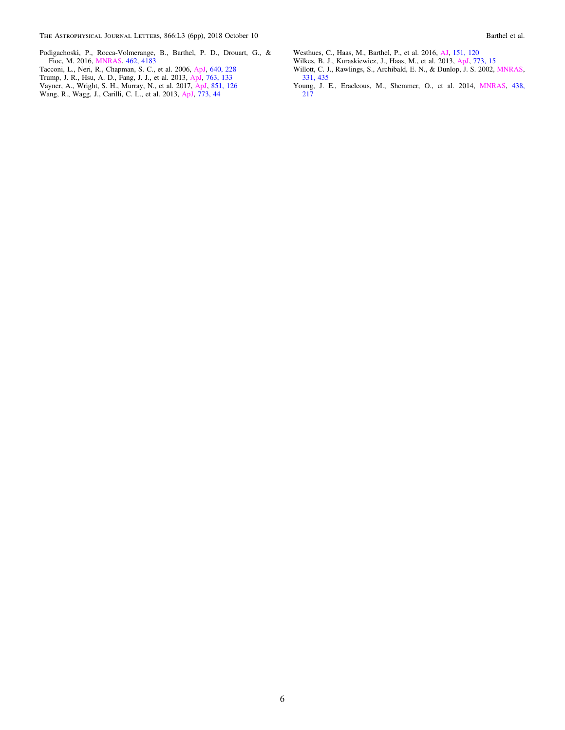Podigachoski, P., Rocca-Volmerange, B., Barthel, P. D., Drouart, G., & Fioc, M. 2016, MNRAS, 462, 4183

Tacconi, L., Neri, R., Chapman, S. C., et al. 2006, ApJ, 640, 228

Trump, J. R., Hsu, A. D., Fang, J. J., et al. 2013, ApJ, 763, 133

Vayner, A., Wright, S. H., Murray, N., et al. 2017, ApJ, 851, 126

Wang, R., Wagg, J., Carilli, C. L., et al. 2013, ApJ, 773, 44

Westhues, C., Haas, M., Barthel, P., et al. 2016, AJ, 151, 120

Wilkes, B. J., Kuraskiewicz, J., Haas, M., et al. 2013, ApJ, 773, 15

Willott, C. J., Rawlings, S., Archibald, E. N., & Dunlop, J. S. 2002, MNRAS, 331, 435

Young, J. E., Eracleous, M., Shemmer, O., et al. 2014, MNRAS, 438, 217